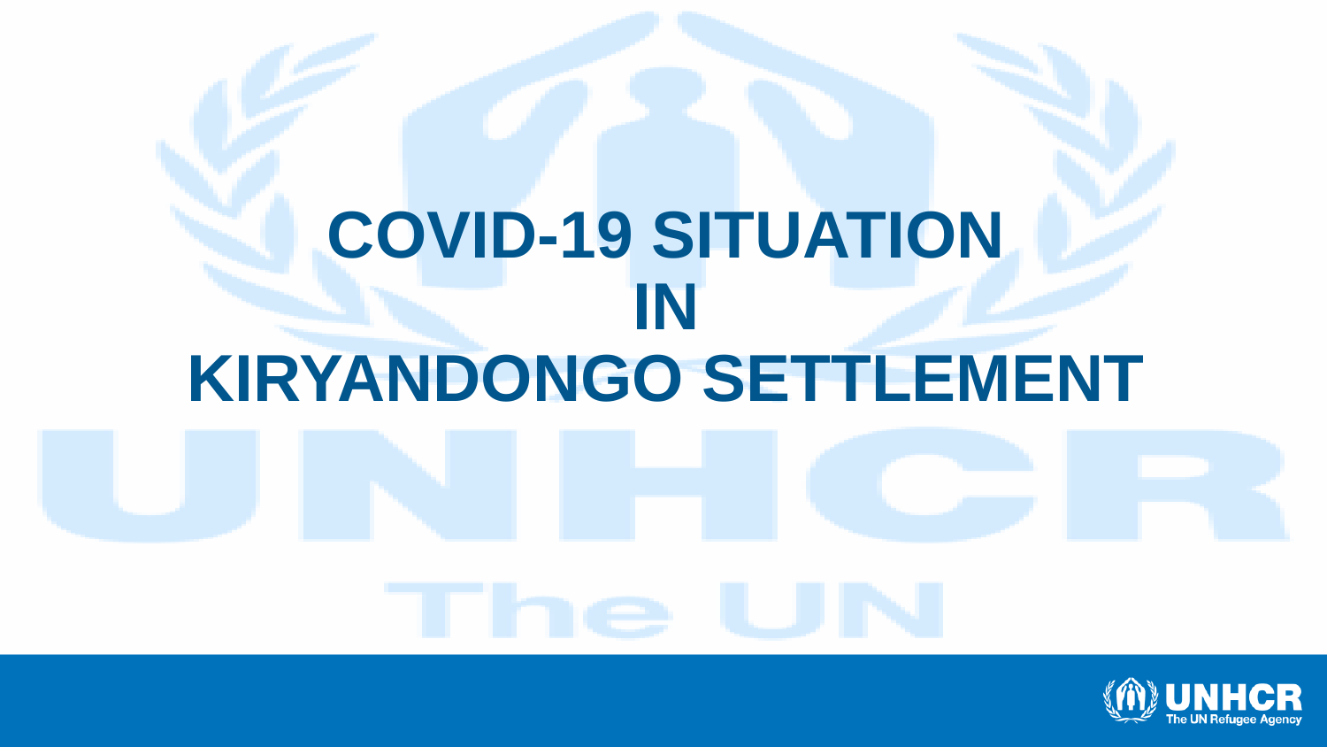# COVID-19 SITUATION IN KIRYANDONGO SETTLEMENT

UNHCR
The UN Refugee Agency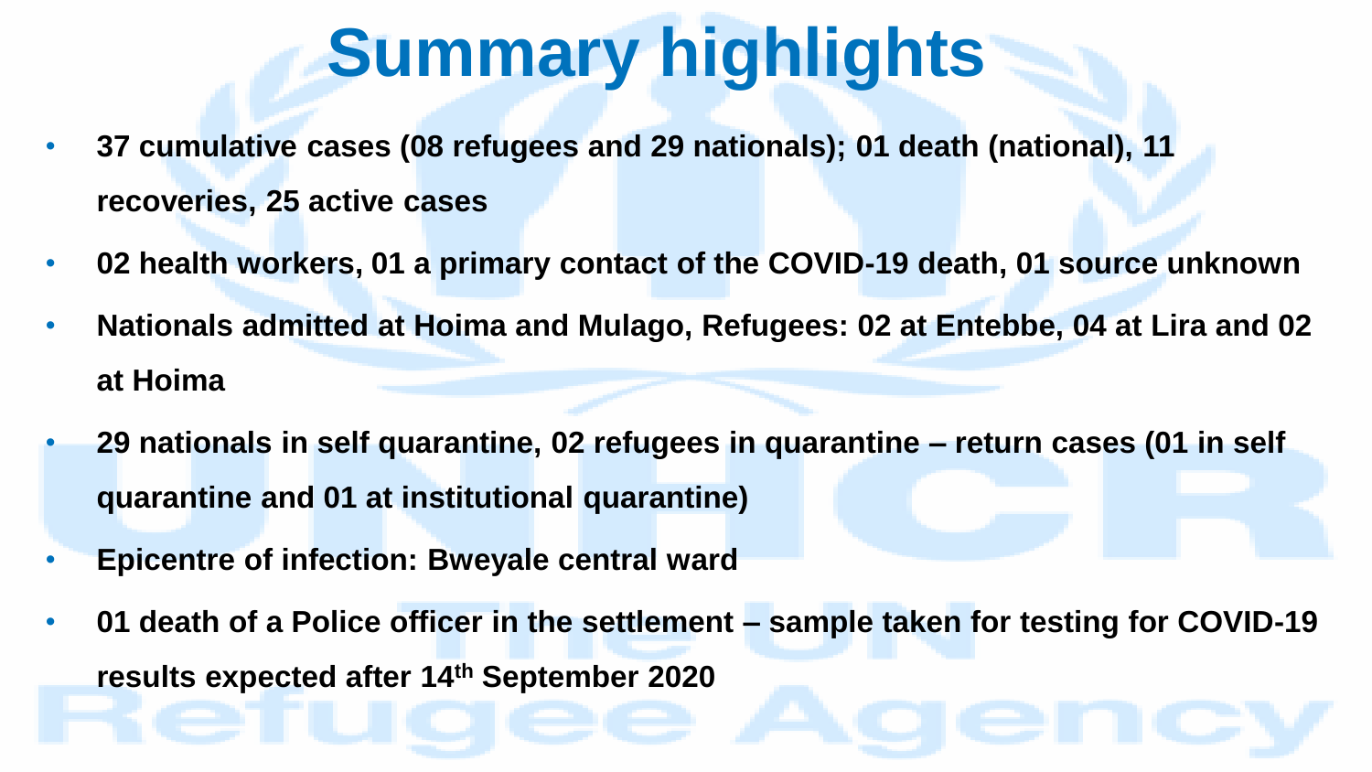# Summary highlights

- **37 cumulative cases (08 refugees and 29 nationals); 01 death (national), 11 recoveries, 25 active cases**
- **02 health workers, 01 a primary contact of the COVID-19 death, 01 source unknown**
- **Nationals admitted at Hoima and Mulago, Refugees: 02 at Entebbe, 04 at Lira and 02 at Hoima**
- **29 nationals in self quarantine, 02 refugees in quarantine – return cases (01 in self quarantine and 01 at institutional quarantine)**
- **Epicentre of infection: Bweyale central ward**
- **01 death of a Police officer in the settlement – sample taken for testing for COVID-19 results expected after 14th September 2020**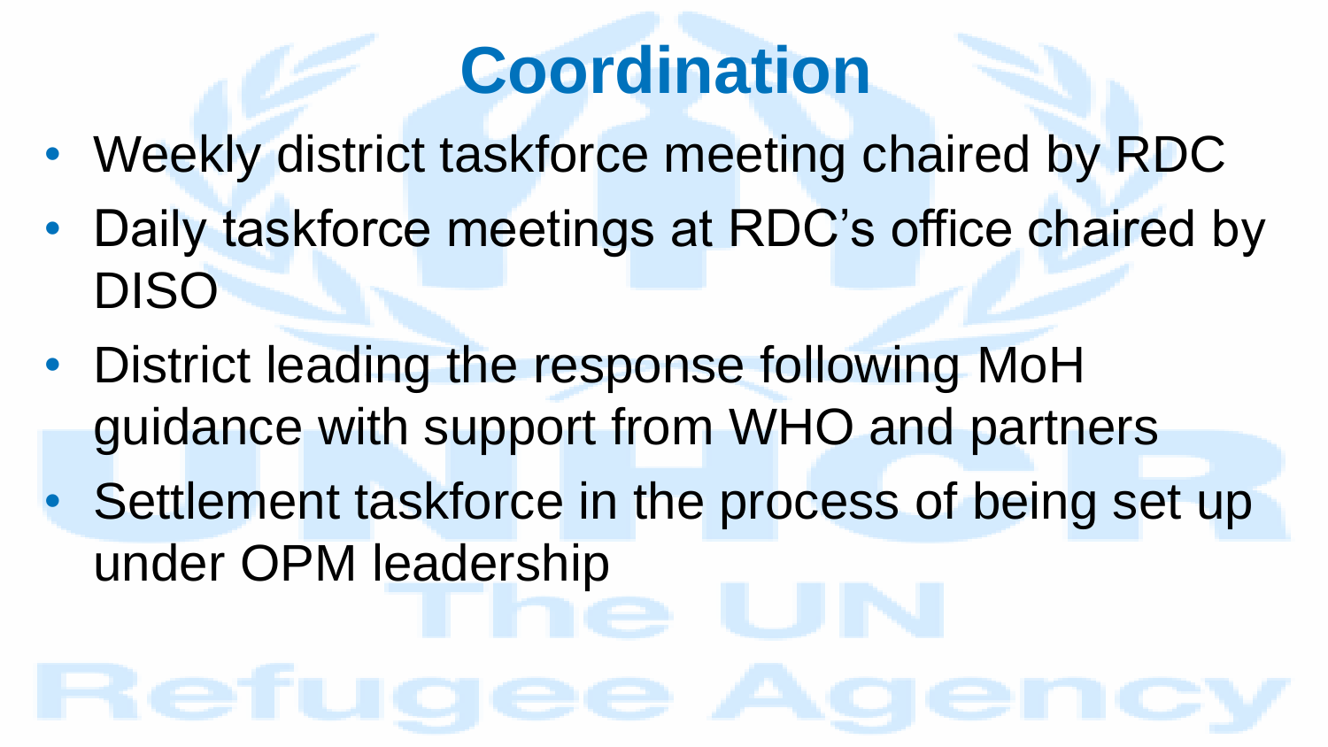# Coordination

- Weekly district taskforce meeting chaired by RDC
- Daily taskforce meetings at RDC's office chaired by DISO
- District leading the response following MoH guidance with support from WHO and partners
- Settlement taskforce in the process of being set up under OPM leadership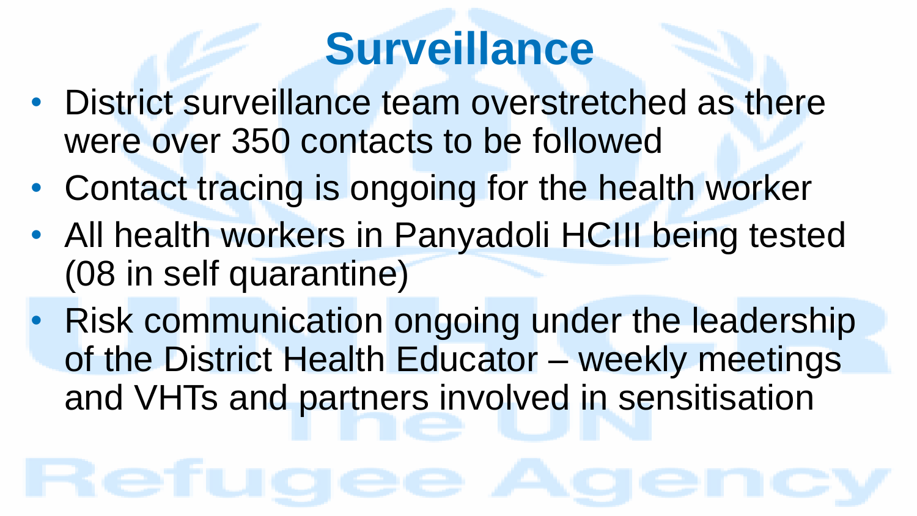# Surveillance

- District surveillance team overstretched as there were over 350 contacts to be followed
- Contact tracing is ongoing for the health worker
- All health workers in Panyadoli HCIII being tested (08 in self quarantine)
- Risk communication ongoing under the leadership of the District Health Educator – weekly meetings and VHTs and partners involved in sensitisation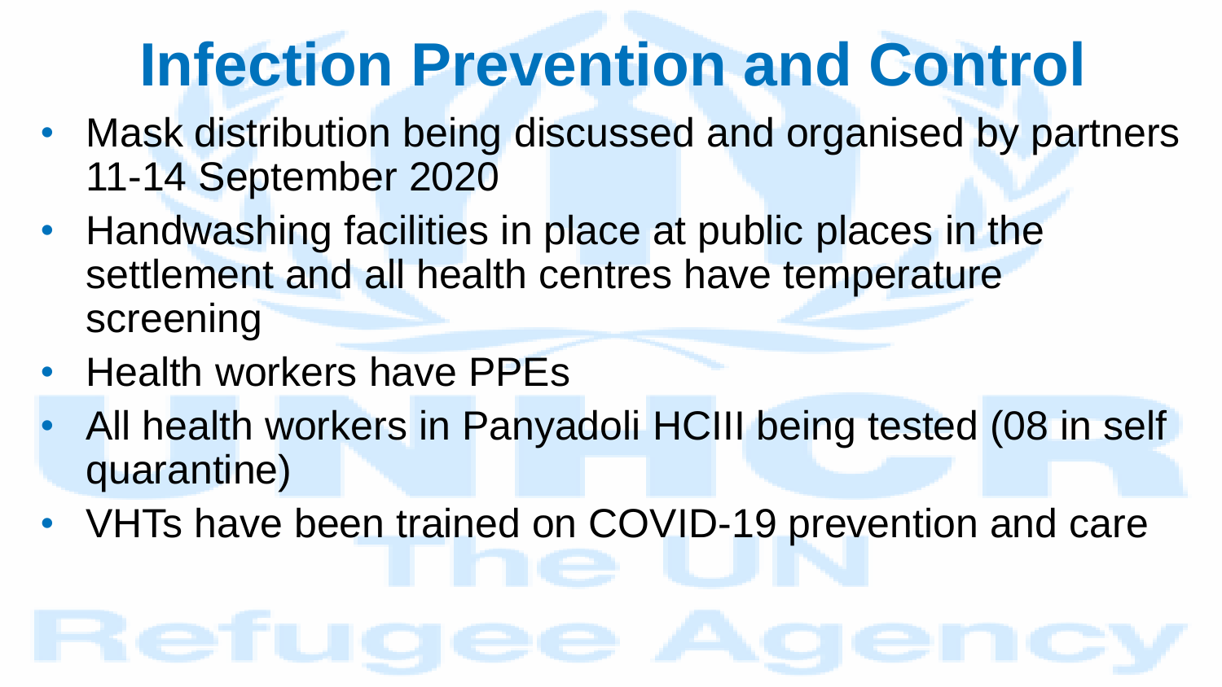# Infection Prevention and Control

- Mask distribution being discussed and organised by partners 11-14 September 2020
- Handwashing facilities in place at public places in the settlement and all health centres have temperature screening
- Health workers have PPEs
- All health workers in Panyadoli HCIII being tested (08 in self quarantine)
- VHTs have been trained on COVID-19 prevention and care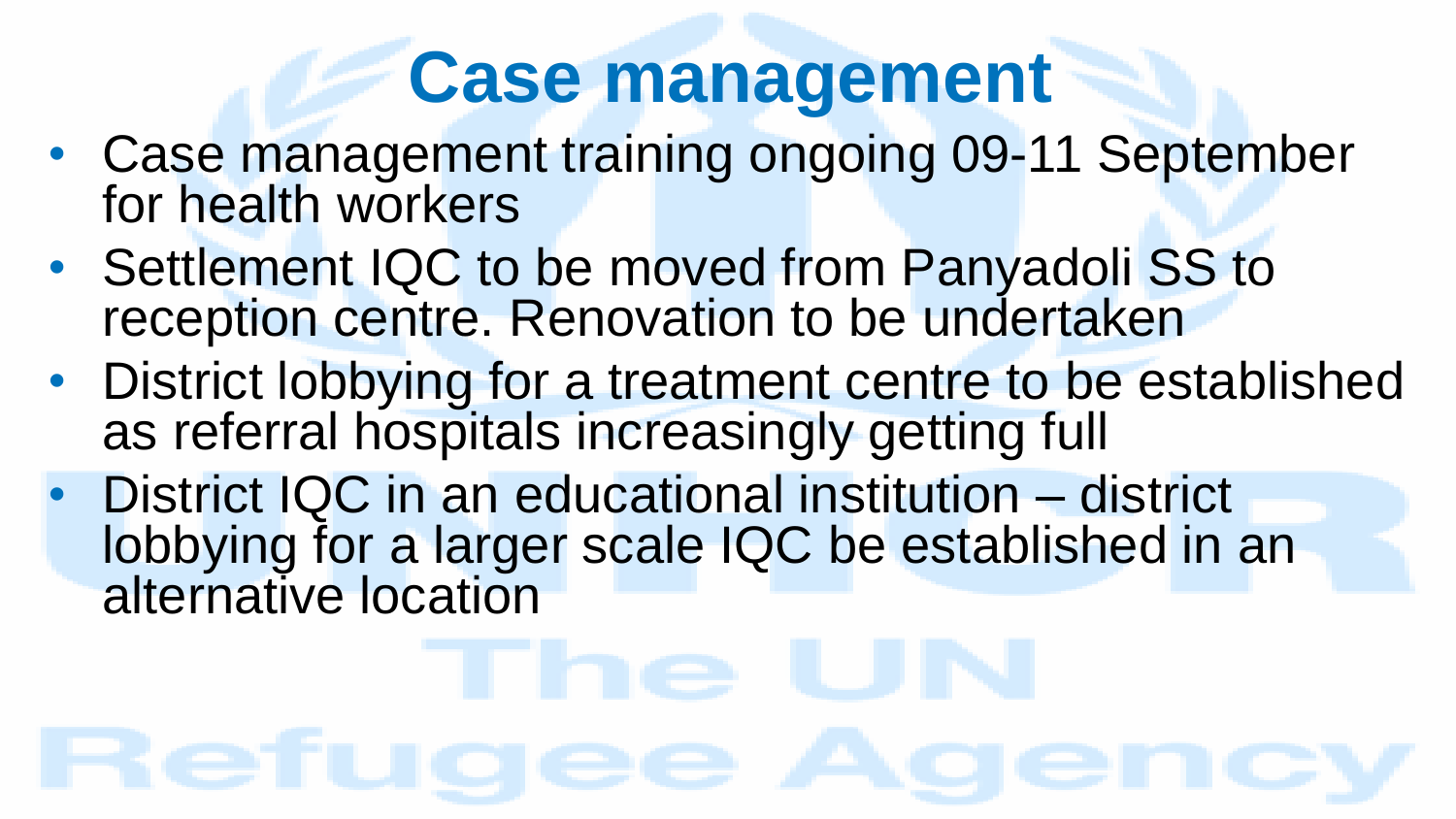# Case management

- Case management training ongoing 09-11 September for health workers
- Settlement IQC to be moved from Panyadoli SS to reception centre. Renovation to be undertaken
- District lobbying for a treatment centre to be established as referral hospitals increasingly getting full
- District IQC in an educational institution – district lobbying for a larger scale IQC be established in an alternative location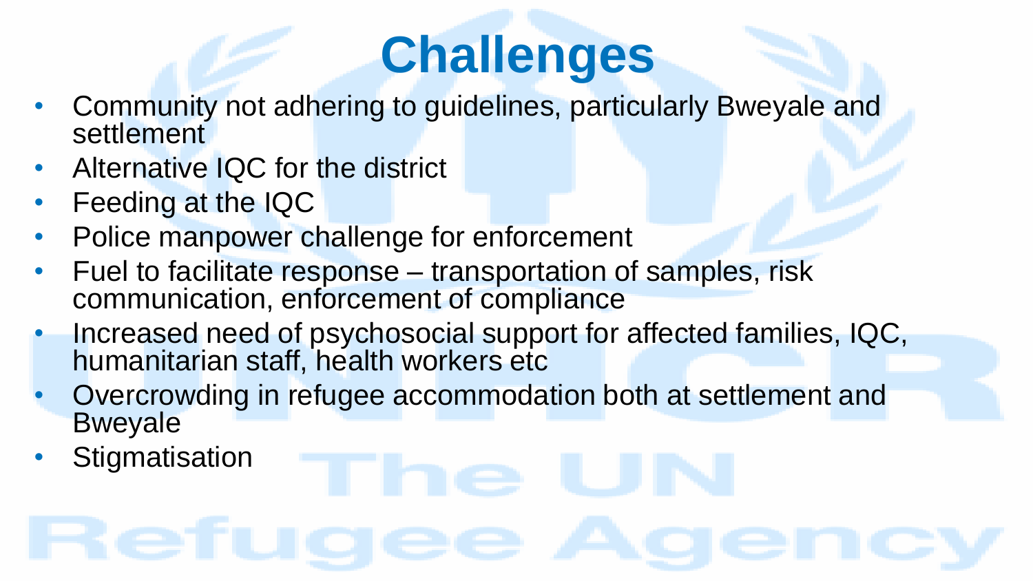# Challenges

- Community not adhering to guidelines, particularly Bweyale and settlement
- Alternative IQC for the district
- Feeding at the IQC
- Police manpower challenge for enforcement
- Fuel to facilitate response – transportation of samples, risk communication, enforcement of compliance
- Increased need of psychosocial support for affected families, IQC, humanitarian staff, health workers etc
- Overcrowding in refugee accommodation both at settlement and Bweyale
- Stigmatisation